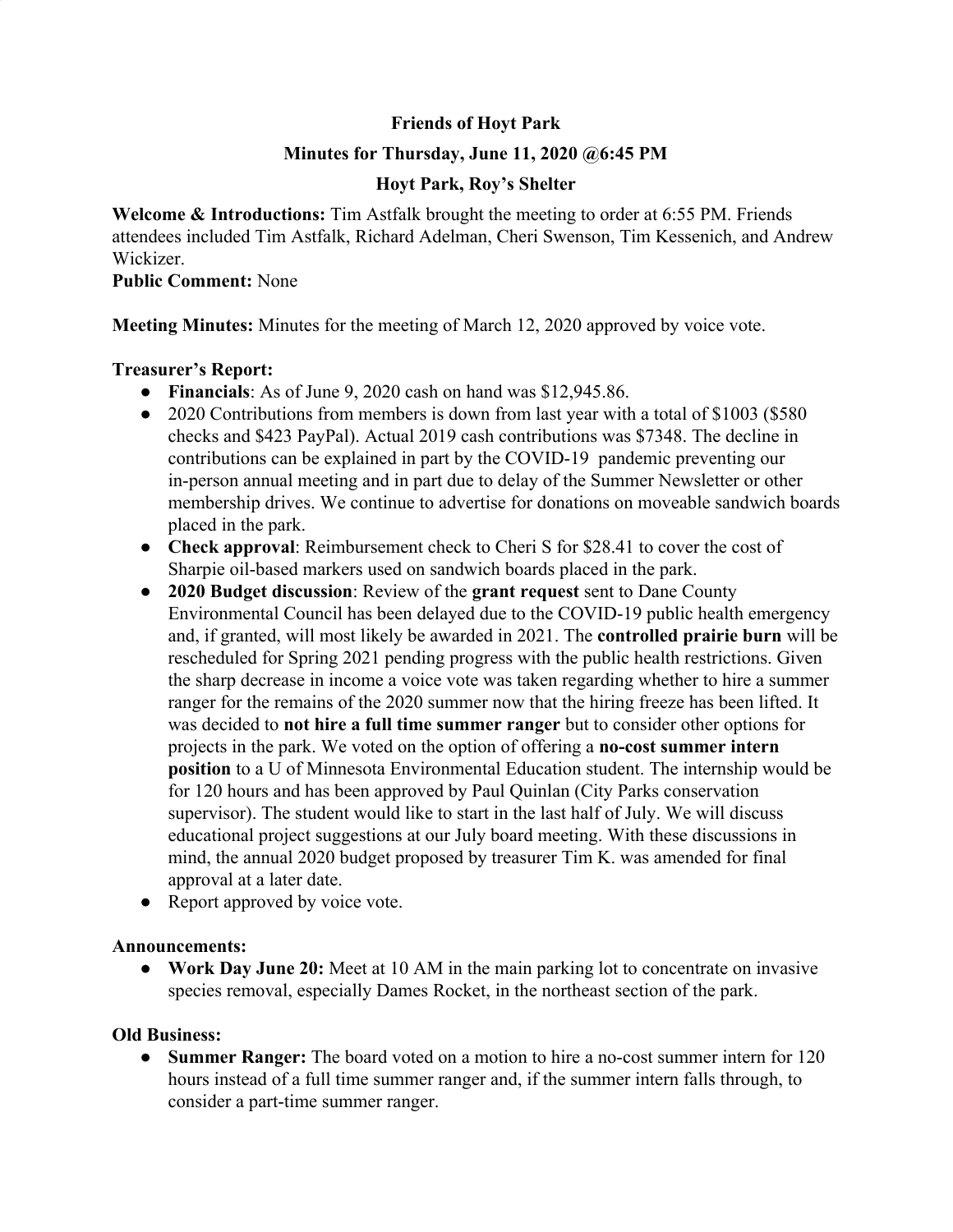**Friends of Hoyt Park**

**Minutes for Thursday, June 11, 2020 @6:45 PM**

**Hoyt Park, Roy's Shelter**

**Welcome & Introductions:** Tim Astfalk brought the meeting to order at 6:55 PM. Friends attendees included Tim Astfalk, Richard Adelman, Cheri Swenson, Tim Kessenich, and Andrew Wickizer.

**Public Comment:** None

**Meeting Minutes:** Minutes for the meeting of March 12, 2020 approved by voice vote.

**Treasurer's Report:**

- **Financials**: As of June 9, 2020 cash on hand was $12,945.86.
- 2020 Contributions from members is down from last year with a total of $1003 ($580 checks and $423 PayPal). Actual 2019 cash contributions was $7348. The decline in contributions can be explained in part by the COVID-19 pandemic preventing our in-person annual meeting and in part due to delay of the Summer Newsletter or other membership drives. We continue to advertise for donations on moveable sandwich boards placed in the park.
- **Check approval**: Reimbursement check to Cheri S for $28.41 to cover the cost of Sharpie oil-based markers used on sandwich boards placed in the park.
- **2020 Budget discussion**: Review of the **grant request** sent to Dane County Environmental Council has been delayed due to the COVID-19 public health emergency and, if granted, will most likely be awarded in 2021. The **controlled prairie burn** will be rescheduled for Spring 2021 pending progress with the public health restrictions. Given the sharp decrease in income a voice vote was taken regarding whether to hire a summer ranger for the remains of the 2020 summer now that the hiring freeze has been lifted. It was decided to **not hire a full time summer ranger** but to consider other options for projects in the park. We voted on the option of offering a **no-cost summer intern position** to a U of Minnesota Environmental Education student. The internship would be for 120 hours and has been approved by Paul Quinlan (City Parks conservation supervisor). The student would like to start in the last half of July. We will discuss educational project suggestions at our July board meeting. With these discussions in mind, the annual 2020 budget proposed by treasurer Tim K. was amended for final approval at a later date.
- Report approved by voice vote.

**Announcements:**

- **Work Day June 20:** Meet at 10 AM in the main parking lot to concentrate on invasive species removal, especially Dames Rocket, in the northeast section of the park.

**Old Business:**

- **Summer Ranger:** The board voted on a motion to hire a no-cost summer intern for 120 hours instead of a full time summer ranger and, if the summer intern falls through, to consider a part-time summer ranger.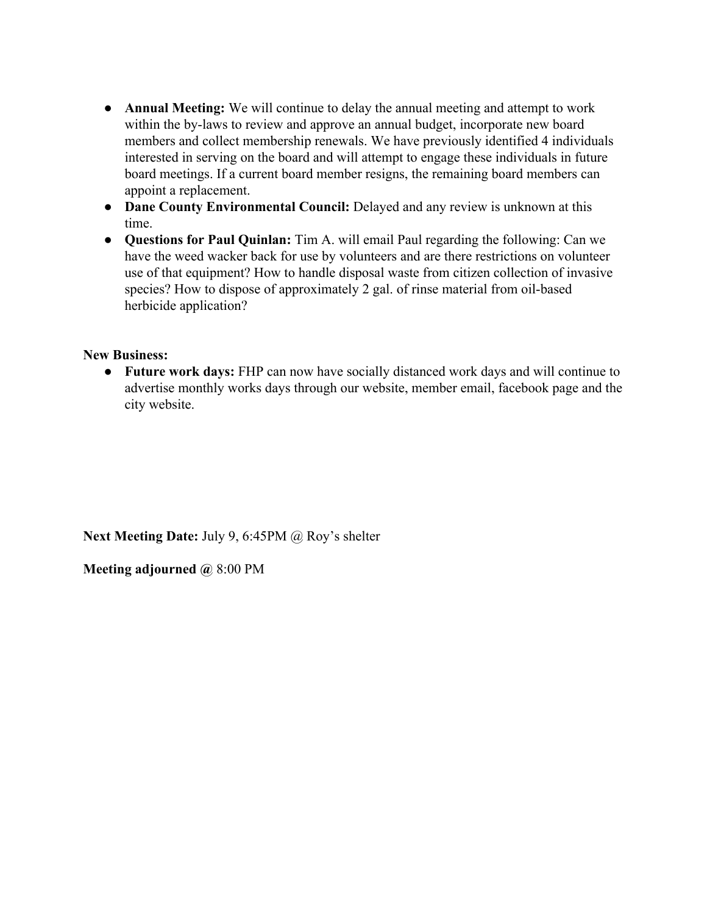- **Annual Meeting:** We will continue to delay the annual meeting and attempt to work within the by-laws to review and approve an annual budget, incorporate new board members and collect membership renewals. We have previously identified 4 individuals interested in serving on the board and will attempt to engage these individuals in future board meetings. If a current board member resigns, the remaining board members can appoint a replacement.
- **Dane County Environmental Council:** Delayed and any review is unknown at this time.
- **Questions for Paul Quinlan:** Tim A. will email Paul regarding the following: Can we have the weed wacker back for use by volunteers and are there restrictions on volunteer use of that equipment? How to handle disposal waste from citizen collection of invasive species? How to dispose of approximately 2 gal. of rinse material from oil-based herbicide application?

**New Business:**

- **Future work days:** FHP can now have socially distanced work days and will continue to advertise monthly works days through our website, member email, facebook page and the city website.

**Next Meeting Date:** July 9, 6:45PM @ Roy's shelter

**Meeting adjourned @** 8:00 PM